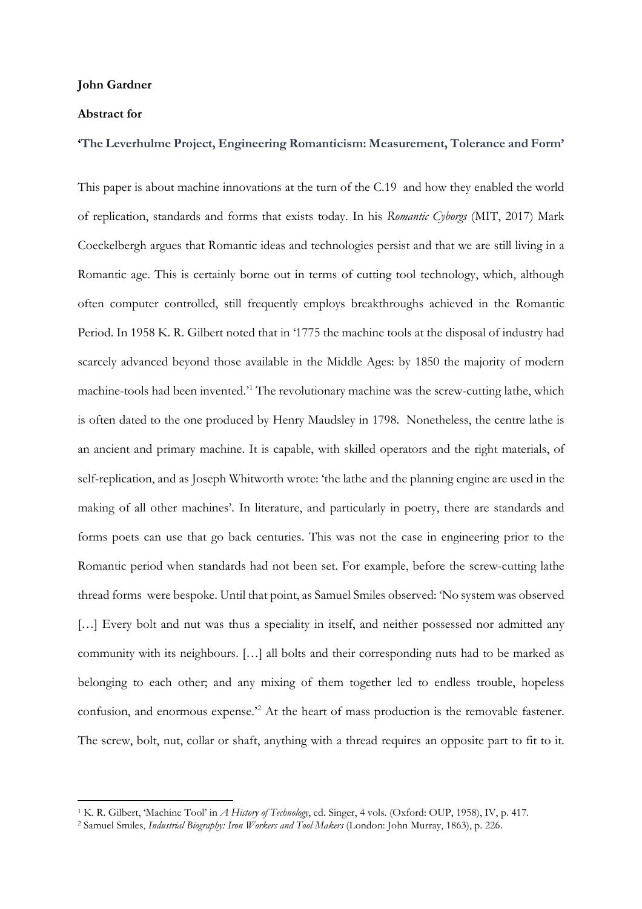**John Gardner**

**Abstract for**

**'The Leverhulme Project, Engineering Romanticism: Measurement, Tolerance and Form'**

This paper is about machine innovations at the turn of the C.19 and how they enabled the world of replication, standards and forms that exists today. In his *Romantic Cyborgs* (MIT, 2017) Mark Coeckelbergh argues that Romantic ideas and technologies persist and that we are still living in a Romantic age. This is certainly borne out in terms of cutting tool technology, which, although often computer controlled, still frequently employs breakthroughs achieved in the Romantic Period. In 1958 K. R. Gilbert noted that in '1775 the machine tools at the disposal of industry had scarcely advanced beyond those available in the Middle Ages: by 1850 the majority of modern machine-tools had been invented.'[1] The revolutionary machine was the screw-cutting lathe, which is often dated to the one produced by Henry Maudsley in 1798. Nonetheless, the centre lathe is an ancient and primary machine. It is capable, with skilled operators and the right materials, of self-replication, and as Joseph Whitworth wrote: 'the lathe and the planning engine are used in the making of all other machines'. In literature, and particularly in poetry, there are standards and forms poets can use that go back centuries. This was not the case in engineering prior to the Romantic period when standards had not been set. For example, before the screw-cutting lathe thread forms were bespoke. Until that point, as Samuel Smiles observed: 'No system was observed […] Every bolt and nut was thus a speciality in itself, and neither possessed nor admitted any community with its neighbours. […] all bolts and their corresponding nuts had to be marked as belonging to each other; and any mixing of them together led to endless trouble, hopeless confusion, and enormous expense.'[2] At the heart of mass production is the removable fastener. The screw, bolt, nut, collar or shaft, anything with a thread requires an opposite part to fit to it.

---

[1] K. R. Gilbert, 'Machine Tool' in *A History of Technology*, ed. Singer, 4 vols. (Oxford: OUP, 1958), IV, p. 417.

[2] Samuel Smiles, *Industrial Biography: Iron Workers and Tool Makers* (London: John Murray, 1863), p. 226.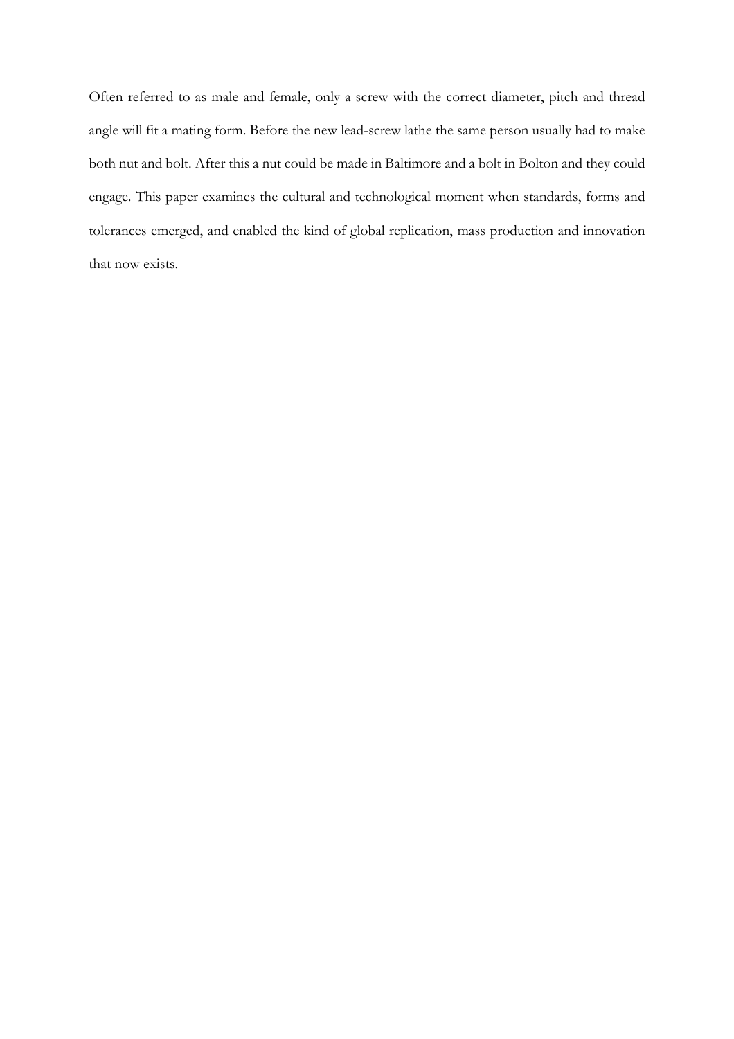Often referred to as male and female, only a screw with the correct diameter, pitch and thread angle will fit a mating form. Before the new lead-screw lathe the same person usually had to make both nut and bolt. After this a nut could be made in Baltimore and a bolt in Bolton and they could engage. This paper examines the cultural and technological moment when standards, forms and tolerances emerged, and enabled the kind of global replication, mass production and innovation that now exists.